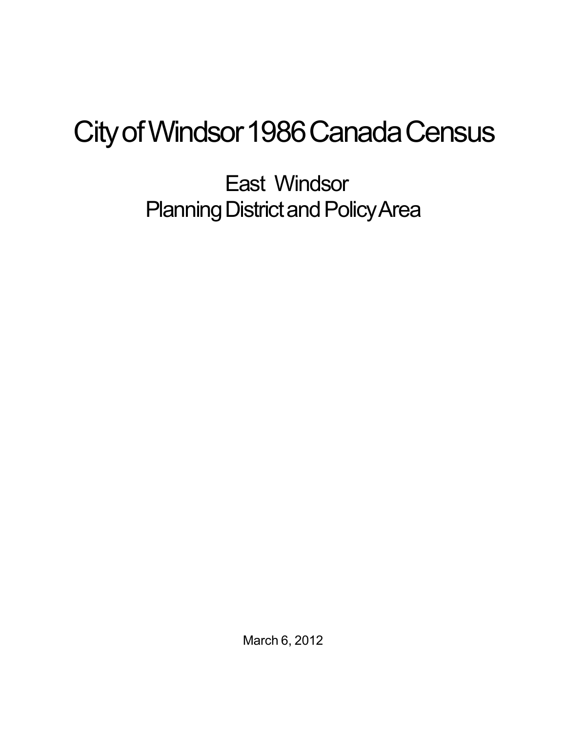# City of Windsor 1986 Canada Census

## East Windsor
## Planning District and Policy Area

March 6, 2012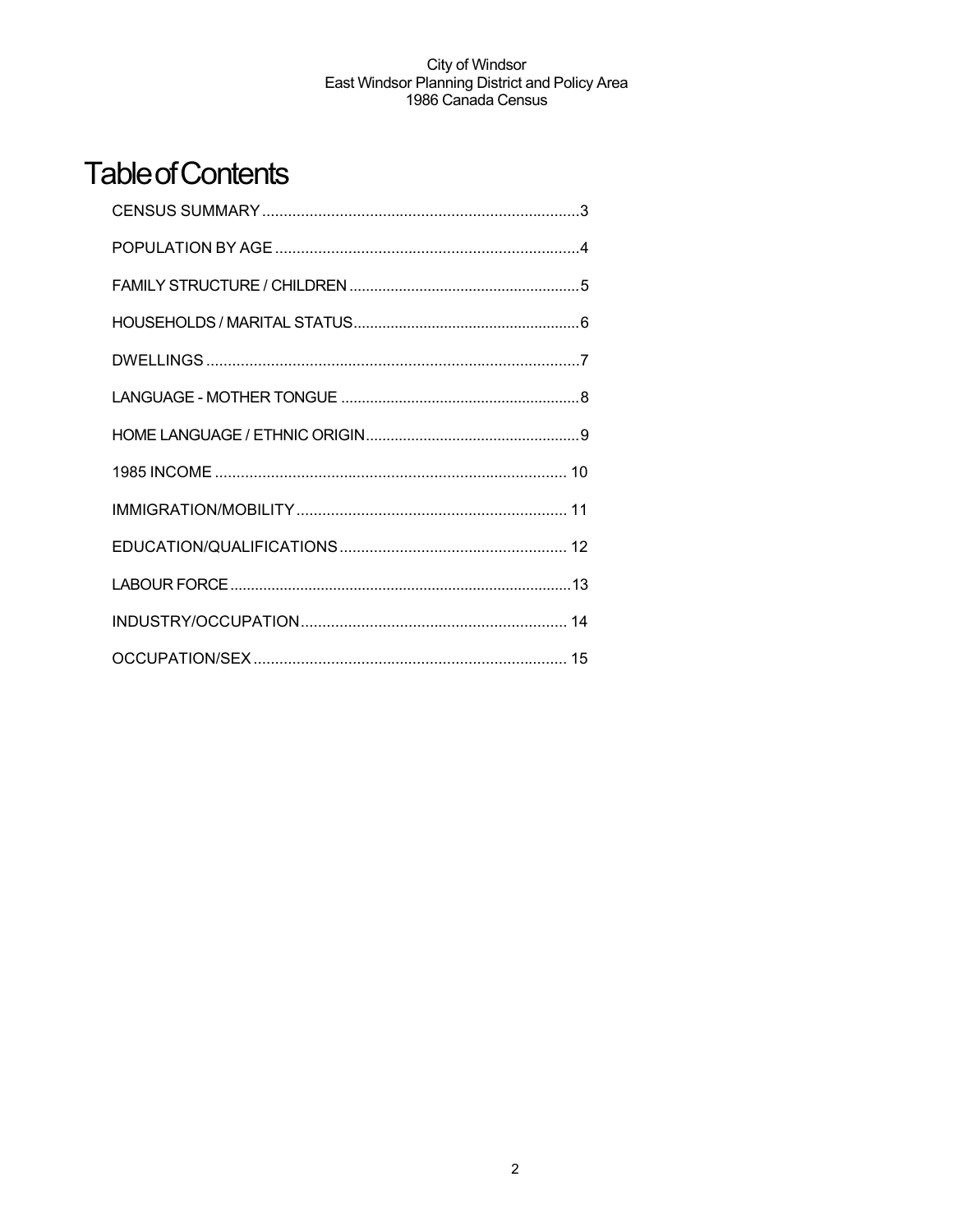# Table of Contents

CENSUS SUMMARY ..........................................................................3

POPULATION BY AGE .......................................................................4

FAMILY STRUCTURE / CHILDREN .......................................................5

HOUSEHOLDS / MARITAL STATUS......................................................6

DWELLINGS .......................................................................................7

LANGUAGE - MOTHER TONGUE .........................................................8

HOME LANGUAGE / ETHNIC ORIGIN...................................................9

1985 INCOME .................................................................................. 10

IMMIGRATION/MOBILITY ............................................................... 11

EDUCATION/QUALIFICATIONS ..................................................... 12

LABOUR FORCE .................................................................................13

INDUSTRY/OCCUPATION .............................................................. 14

OCCUPATION/SEX .......................................................................... 15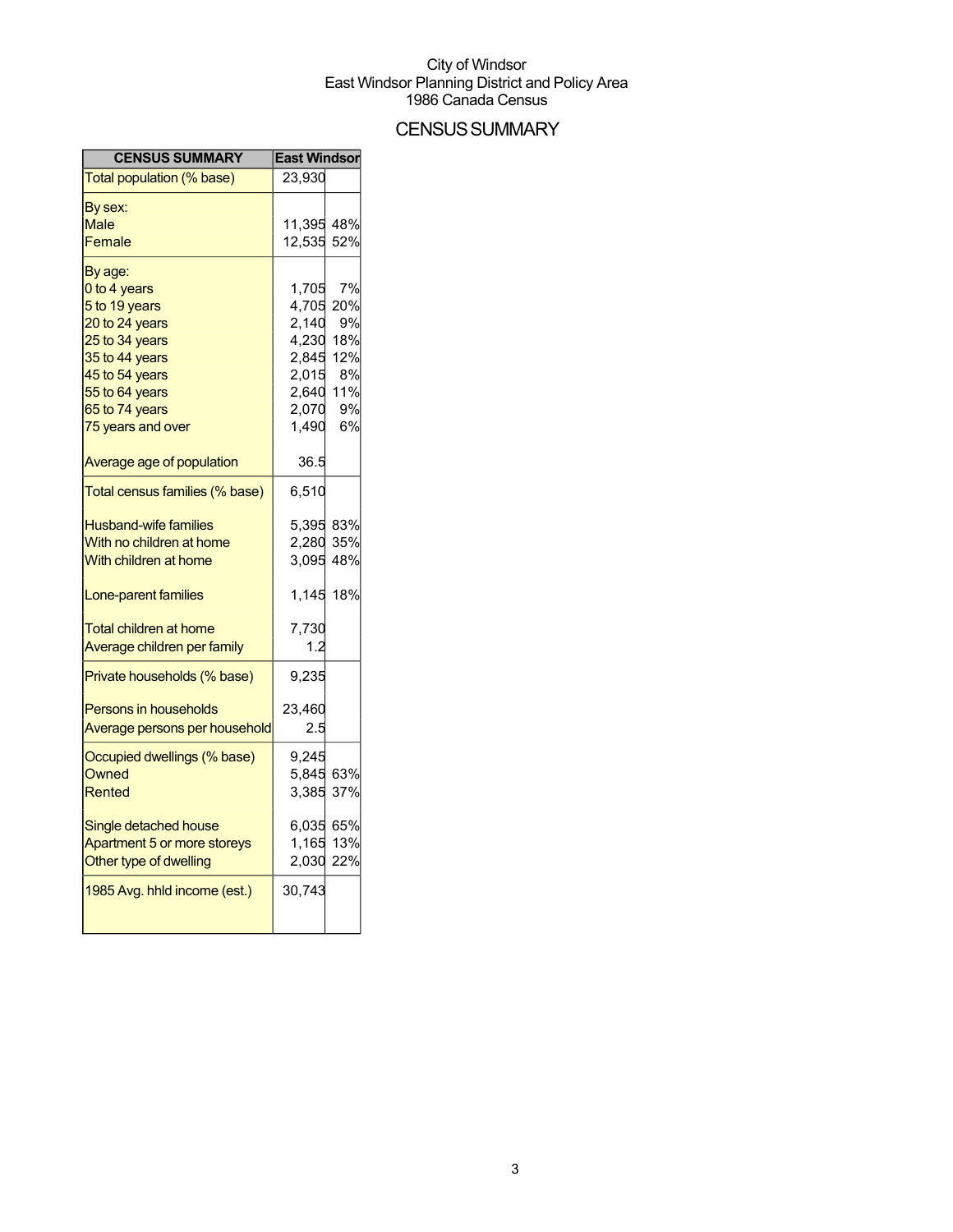City of Windsor
East Windsor Planning District and Policy Area
1986 Canada Census

# CENSUS SUMMARY

| CENSUS SUMMARY | East Windsor | |
|---|---|---|
| Total population (% base) | 23,930 | |
| By sex: | | |
| Male | 11,395 | 48% |
| Female | 12,535 | 52% |
| By age: | | |
| 0 to 4 years | 1,705 | 7% |
| 5 to 19 years | 4,705 | 20% |
| 20 to 24 years | 2,140 | 9% |
| 25 to 34 years | 4,230 | 18% |
| 35 to 44 years | 2,845 | 12% |
| 45 to 54 years | 2,015 | 8% |
| 55 to 64 years | 2,640 | 11% |
| 65 to 74 years | 2,070 | 9% |
| 75 years and over | 1,490 | 6% |
| Average age of population | 36.5 | |
| Total census families (% base) | 6,510 | |
| Husband-wife families | 5,395 | 83% |
| With no children at home | 2,280 | 35% |
| With children at home | 3,095 | 48% |
| Lone-parent families | 1,145 | 18% |
| Total children at home | 7,730 | |
| Average children per family | 1.2 | |
| Private households (% base) | 9,235 | |
| Persons in households | 23,460 | |
| Average persons per household | 2.5 | |
| Occupied dwellings (% base) | 9,245 | |
| Owned | 5,845 | 63% |
| Rented | 3,385 | 37% |
| Single detached house | 6,035 | 65% |
| Apartment 5 or more storeys | 1,165 | 13% |
| Other type of dwelling | 2,030 | 22% |
| 1985 Avg. hhld income (est.) | 30,743 | |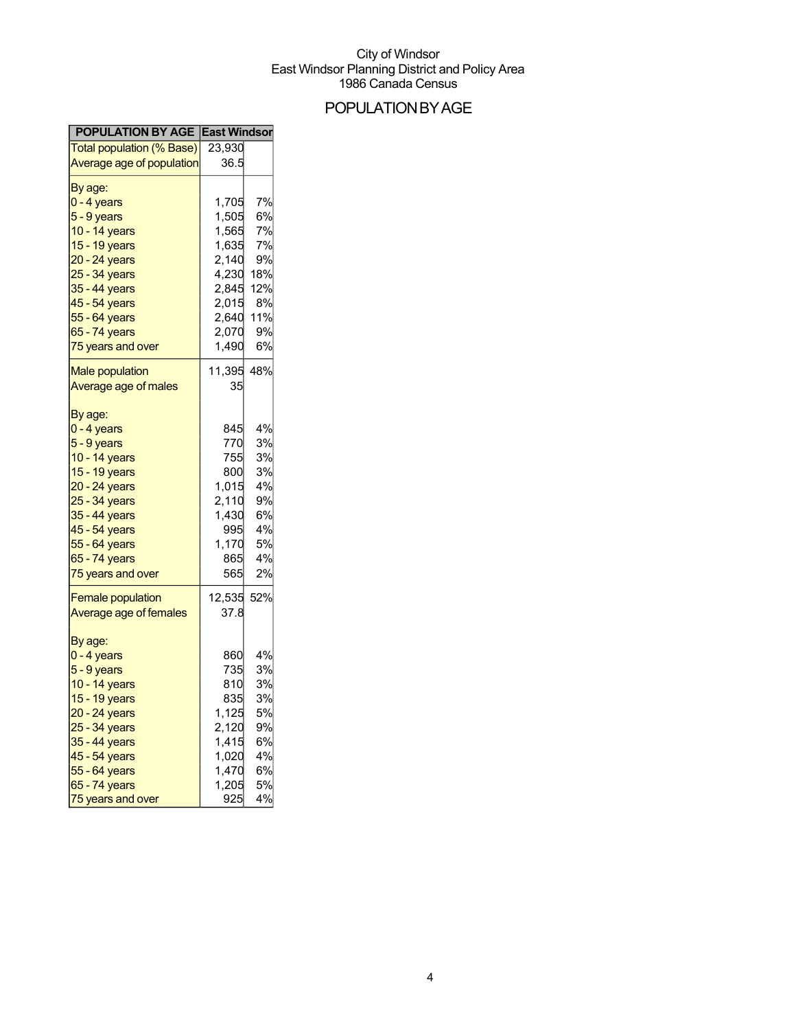City of Windsor
East Windsor Planning District and Policy Area
1986 Canada Census

# POPULATION BY AGE

| POPULATION BY AGE | East Windsor | |
|---|---|---|
| Total population (% Base) | 23,930 | |
| Average age of population | 36.5 | |
| By age: | | |
| 0 - 4 years | 1,705 | 7% |
| 5 - 9 years | 1,505 | 6% |
| 10 - 14 years | 1,565 | 7% |
| 15 - 19 years | 1,635 | 7% |
| 20 - 24 years | 2,140 | 9% |
| 25 - 34 years | 4,230 | 18% |
| 35 - 44 years | 2,845 | 12% |
| 45 - 54 years | 2,015 | 8% |
| 55 - 64 years | 2,640 | 11% |
| 65 - 74 years | 2,070 | 9% |
| 75 years and over | 1,490 | 6% |
| Male population | 11,395 | 48% |
| Average age of males | 35 | |
| By age: | | |
| 0 - 4 years | 845 | 4% |
| 5 - 9 years | 770 | 3% |
| 10 - 14 years | 755 | 3% |
| 15 - 19 years | 800 | 3% |
| 20 - 24 years | 1,015 | 4% |
| 25 - 34 years | 2,110 | 9% |
| 35 - 44 years | 1,430 | 6% |
| 45 - 54 years | 995 | 4% |
| 55 - 64 years | 1,170 | 5% |
| 65 - 74 years | 865 | 4% |
| 75 years and over | 565 | 2% |
| Female population | 12,535 | 52% |
| Average age of females | 37.8 | |
| By age: | | |
| 0 - 4 years | 860 | 4% |
| 5 - 9 years | 735 | 3% |
| 10 - 14 years | 810 | 3% |
| 15 - 19 years | 835 | 3% |
| 20 - 24 years | 1,125 | 5% |
| 25 - 34 years | 2,120 | 9% |
| 35 - 44 years | 1,415 | 6% |
| 45 - 54 years | 1,020 | 4% |
| 55 - 64 years | 1,470 | 6% |
| 65 - 74 years | 1,205 | 5% |
| 75 years and over | 925 | 4% |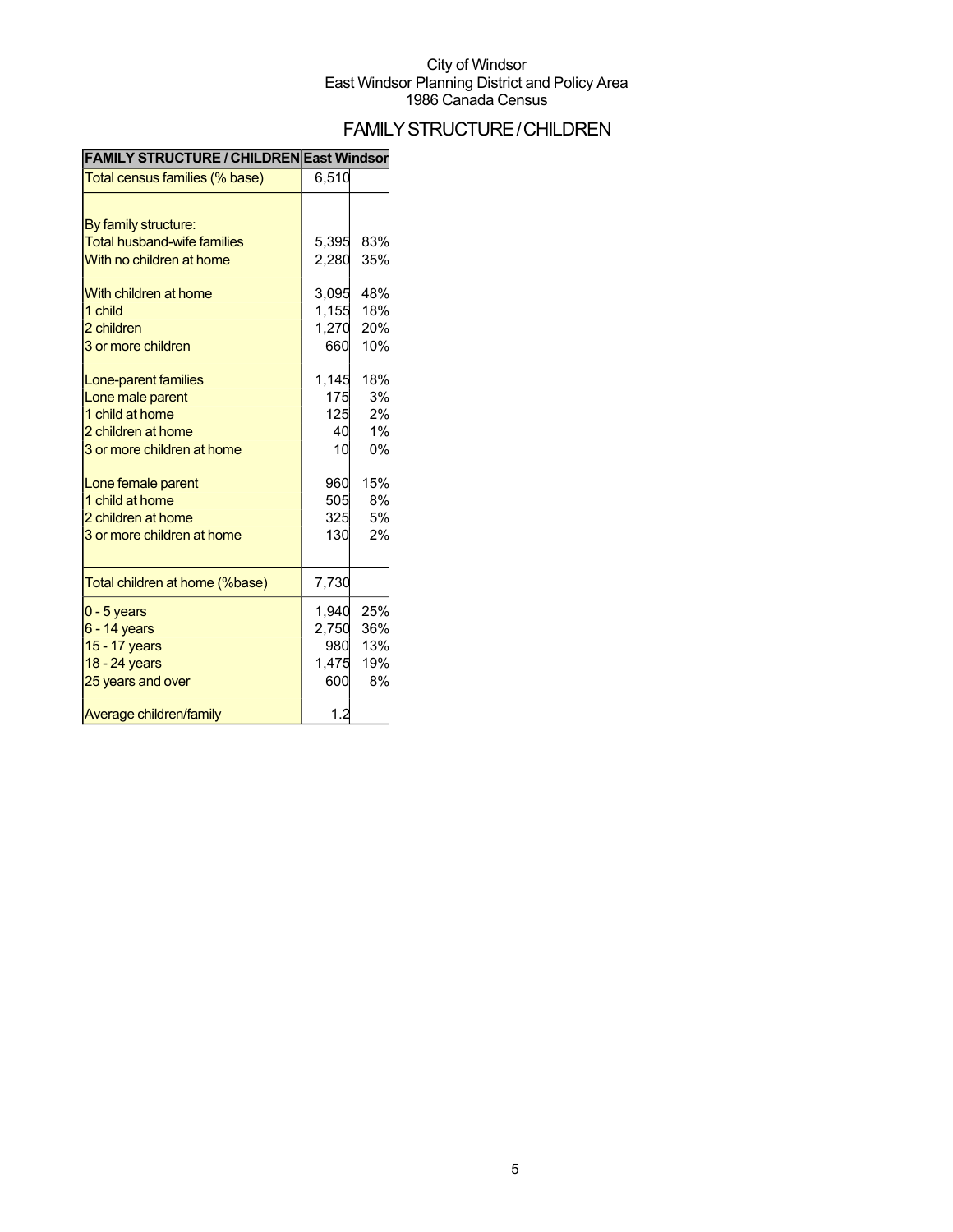City of Windsor
East Windsor Planning District and Policy Area
1986 Canada Census

# FAMILY STRUCTURE / CHILDREN

| FAMILY STRUCTURE / CHILDREN | East Windsor | |
|---|---|---|
| Total census families (% base) | 6,510 | |
| | | |
| By family structure: | | |
| Total husband-wife families | 5,395 | 83% |
| With no children at home | 2,280 | 35% |
| | | |
| With children at home | 3,095 | 48% |
| 1 child | 1,155 | 18% |
| 2 children | 1,270 | 20% |
| 3 or more children | 660 | 10% |
| | | |
| Lone-parent families | 1,145 | 18% |
| Lone male parent | 175 | 3% |
| 1 child at home | 125 | 2% |
| 2 children at home | 40 | 1% |
| 3 or more children at home | 10 | 0% |
| | | |
| Lone female parent | 960 | 15% |
| 1 child at home | 505 | 8% |
| 2 children at home | 325 | 5% |
| 3 or more children at home | 130 | 2% |
| | | |
| Total children at home (%base) | 7,730 | |
| 0 - 5 years | 1,940 | 25% |
| 6 - 14 years | 2,750 | 36% |
| 15 - 17 years | 980 | 13% |
| 18 - 24 years | 1,475 | 19% |
| 25 years and over | 600 | 8% |
| | | |
| Average children/family | 1.2 | |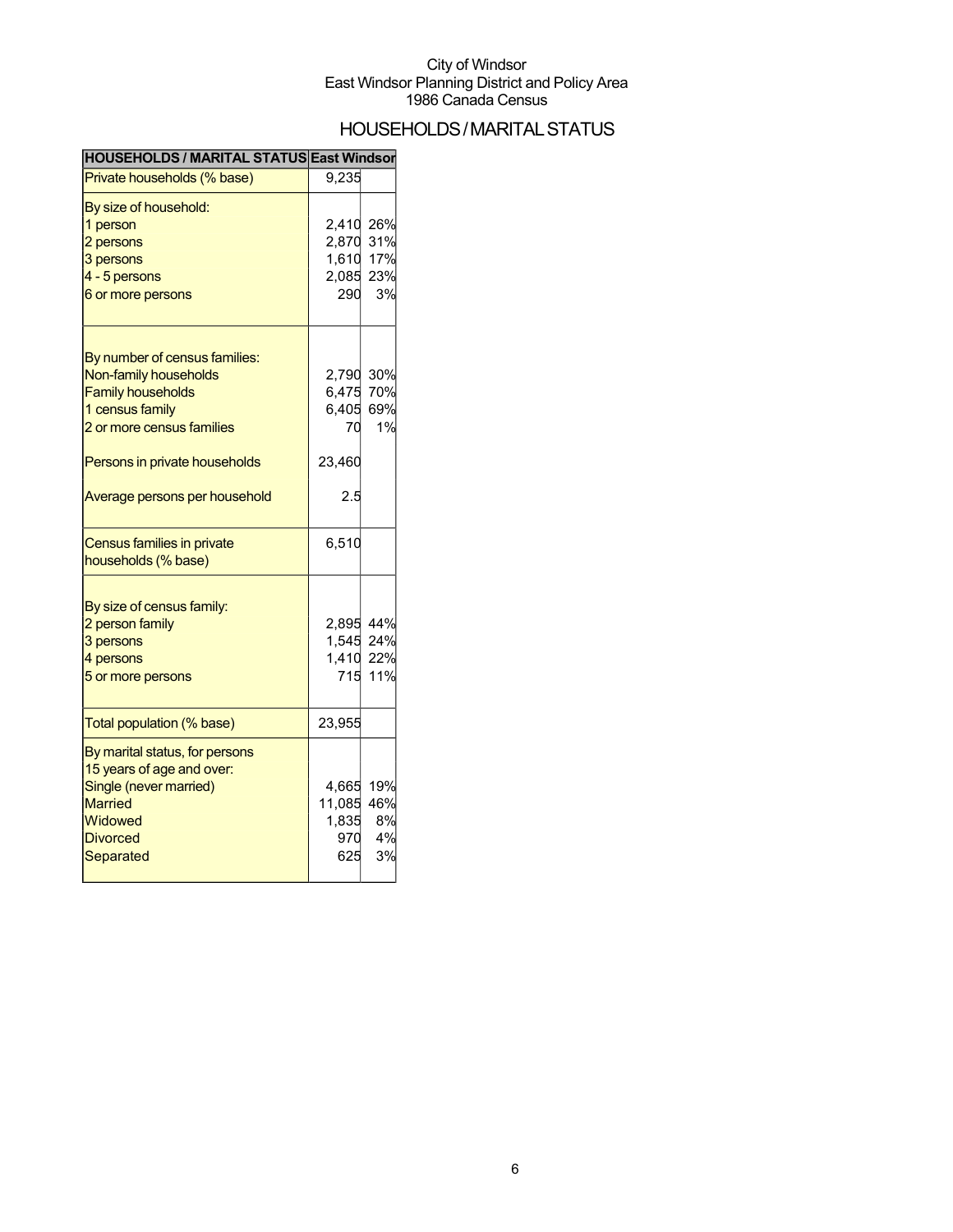City of Windsor
East Windsor Planning District and Policy Area
1986 Canada Census

# HOUSEHOLDS / MARITAL STATUS

| HOUSEHOLDS / MARITAL STATUS | East Windsor | |
|---|---|---|
| Private households (% base) | 9,235 | |
| By size of household: | | |
| 1 person | 2,410 | 26% |
| 2 persons | 2,870 | 31% |
| 3 persons | 1,610 | 17% |
| 4 - 5 persons | 2,085 | 23% |
| 6 or more persons | 290 | 3% |
| By number of census families: | | |
| Non-family households | 2,790 | 30% |
| Family households | 6,475 | 70% |
| 1 census family | 6,405 | 69% |
| 2 or more census families | 70 | 1% |
| Persons in private households | 23,460 | |
| Average persons per household | 2.5 | |
| Census families in private households (% base) | 6,510 | |
| By size of census family: | | |
| 2 person family | 2,895 | 44% |
| 3 persons | 1,545 | 24% |
| 4 persons | 1,410 | 22% |
| 5 or more persons | 715 | 11% |
| Total population (% base) | 23,955 | |
| By marital status, for persons 15 years of age and over: | | |
| Single (never married) | 4,665 | 19% |
| Married | 11,085 | 46% |
| Widowed | 1,835 | 8% |
| Divorced | 970 | 4% |
| Separated | 625 | 3% |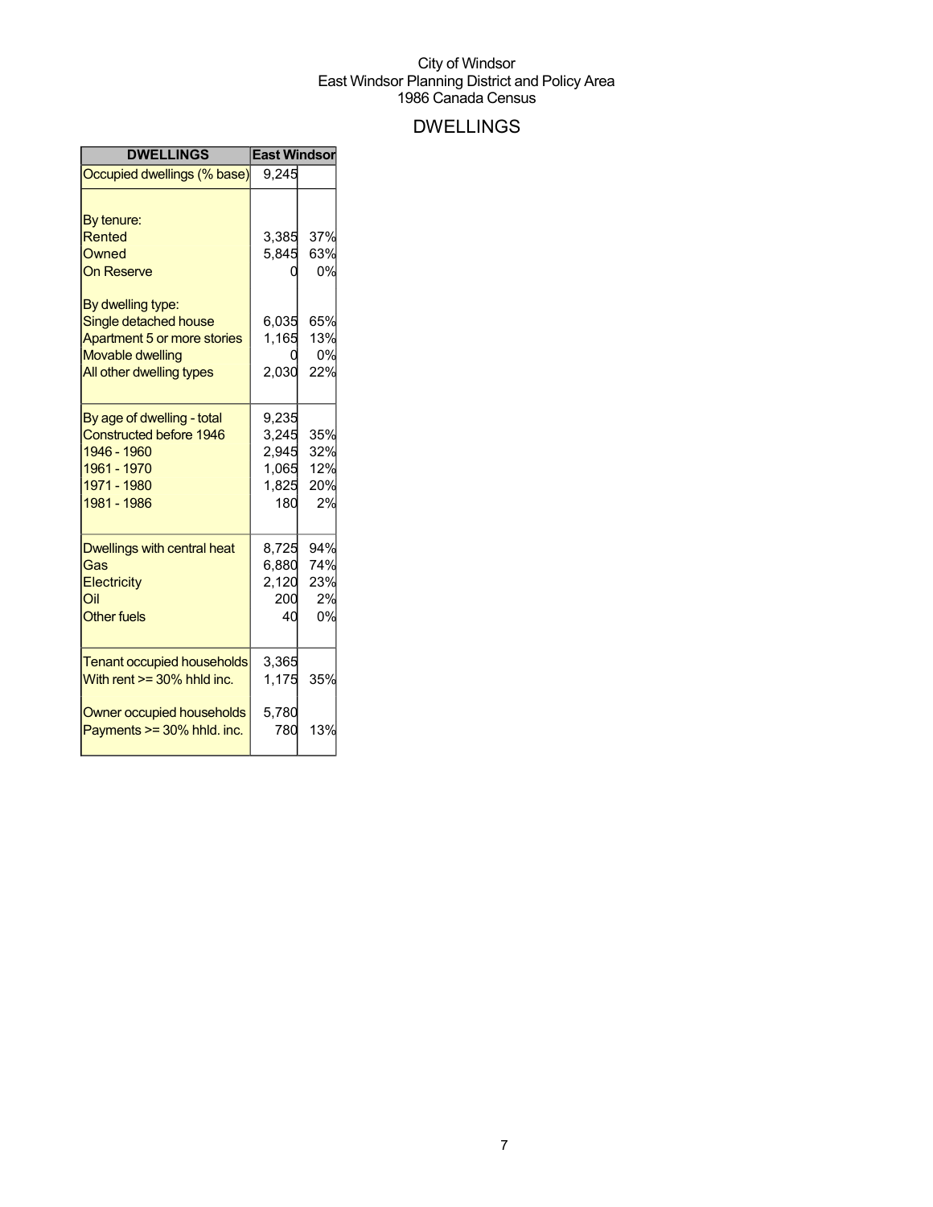City of Windsor
East Windsor Planning District and Policy Area
1986 Canada Census

# DWELLINGS

| DWELLINGS | East Windsor | |
|---|---|---|
| Occupied dwellings (% base) | 9,245 | |
| | | |
| By tenure: | | |
| Rented | 3,385 | 37% |
| Owned | 5,845 | 63% |
| On Reserve | 0 | 0% |
| | | |
| By dwelling type: | | |
| Single detached house | 6,035 | 65% |
| Apartment 5 or more stories | 1,165 | 13% |
| Movable dwelling | 0 | 0% |
| All other dwelling types | 2,030 | 22% |
| | | |
| By age of dwelling - total | 9,235 | |
| Constructed before 1946 | 3,245 | 35% |
| 1946 - 1960 | 2,945 | 32% |
| 1961 - 1970 | 1,065 | 12% |
| 1971 - 1980 | 1,825 | 20% |
| 1981 - 1986 | 180 | 2% |
| | | |
| Dwellings with central heat | 8,725 | 94% |
| Gas | 6,880 | 74% |
| Electricity | 2,120 | 23% |
| Oil | 200 | 2% |
| Other fuels | 40 | 0% |
| | | |
| Tenant occupied households | 3,365 | |
| With rent >= 30% hhld inc. | 1,175 | 35% |
| | | |
| Owner occupied households | 5,780 | |
| Payments >= 30% hhld. inc. | 780 | 13% |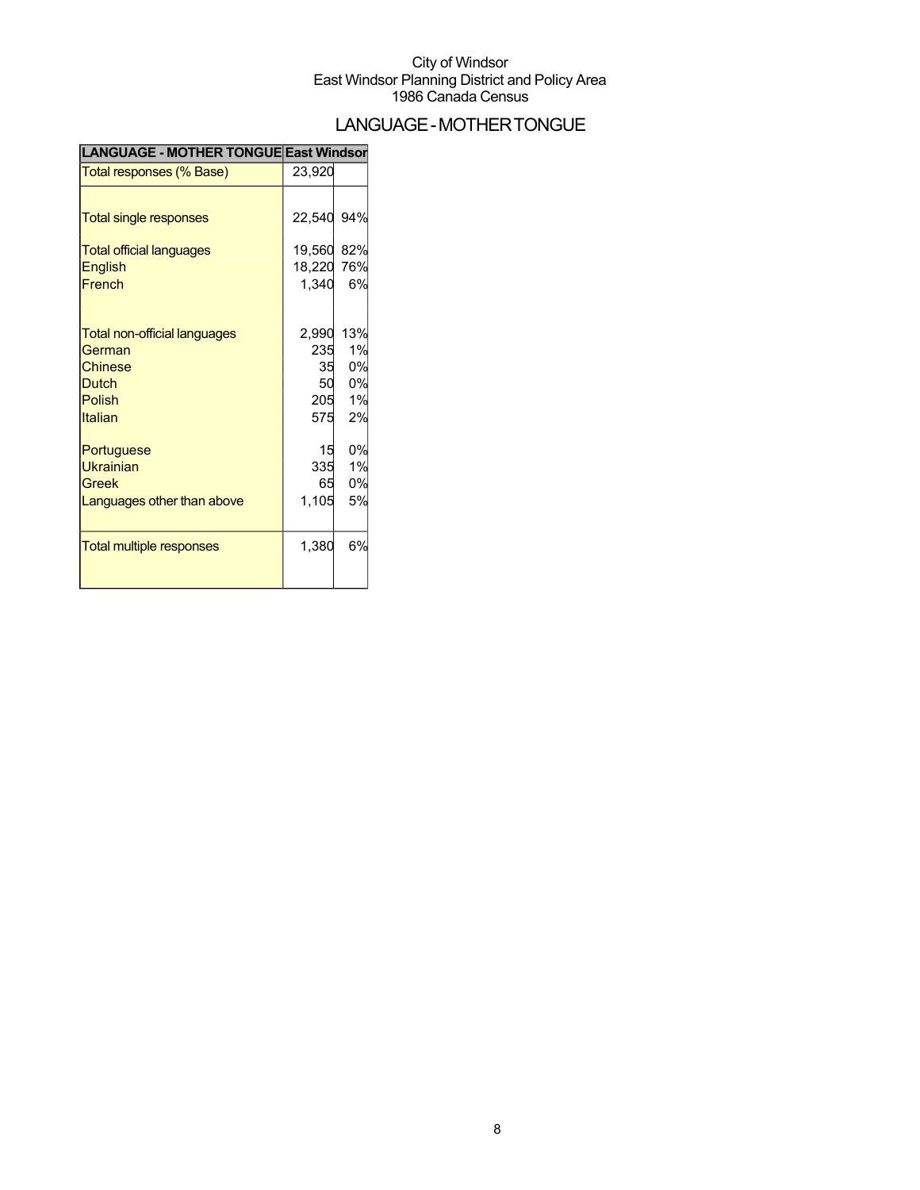City of Windsor
East Windsor Planning District and Policy Area
1986 Canada Census

# LANGUAGE - MOTHER TONGUE

| LANGUAGE - MOTHER TONGUE | East Windsor | |
|---|---|---|
| Total responses (% Base) | 23,920 | |
| Total single responses | 22,540 | 94% |
| Total official languages | 19,560 | 82% |
| English | 18,220 | 76% |
| French | 1,340 | 6% |
| Total non-official languages | 2,990 | 13% |
| German | 235 | 1% |
| Chinese | 35 | 0% |
| Dutch | 50 | 0% |
| Polish | 205 | 1% |
| Italian | 575 | 2% |
| Portuguese | 15 | 0% |
| Ukrainian | 335 | 1% |
| Greek | 65 | 0% |
| Languages other than above | 1,105 | 5% |
| Total multiple responses | 1,380 | 6% |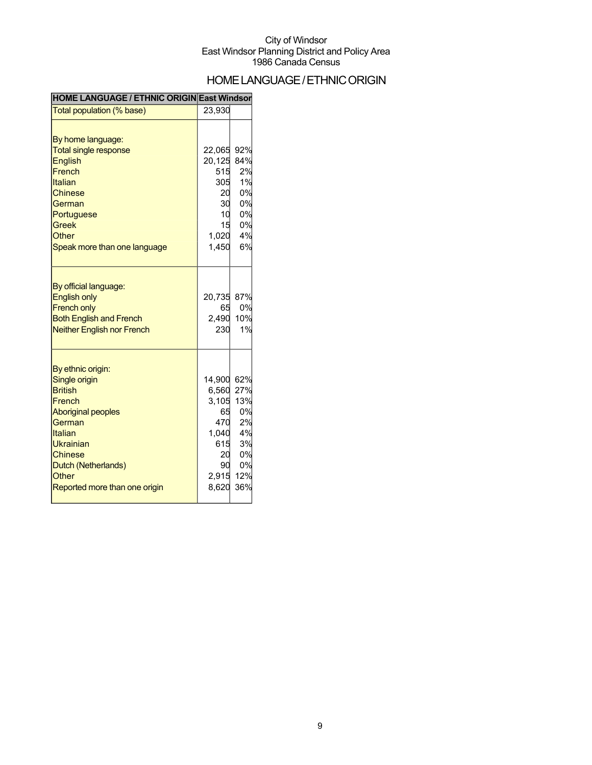City of Windsor
East Windsor Planning District and Policy Area
1986 Canada Census

# HOME LANGUAGE / ETHNIC ORIGIN

| HOME LANGUAGE / ETHNIC ORIGIN | East Windsor | |
|---|---|---|
| Total population (% base) | 23,930 | |
| By home language: | | |
| Total single response | 22,065 | 92% |
| English | 20,125 | 84% |
| French | 515 | 2% |
| Italian | 305 | 1% |
| Chinese | 20 | 0% |
| German | 30 | 0% |
| Portuguese | 10 | 0% |
| Greek | 15 | 0% |
| Other | 1,020 | 4% |
| Speak more than one language | 1,450 | 6% |
| By official language: | | |
| English only | 20,735 | 87% |
| French only | 65 | 0% |
| Both English and French | 2,490 | 10% |
| Neither English nor French | 230 | 1% |
| By ethnic origin: | | |
| Single origin | 14,900 | 62% |
| British | 6,560 | 27% |
| French | 3,105 | 13% |
| Aboriginal peoples | 65 | 0% |
| German | 470 | 2% |
| Italian | 1,040 | 4% |
| Ukrainian | 615 | 3% |
| Chinese | 20 | 0% |
| Dutch (Netherlands) | 90 | 0% |
| Other | 2,915 | 12% |
| Reported more than one origin | 8,620 | 36% |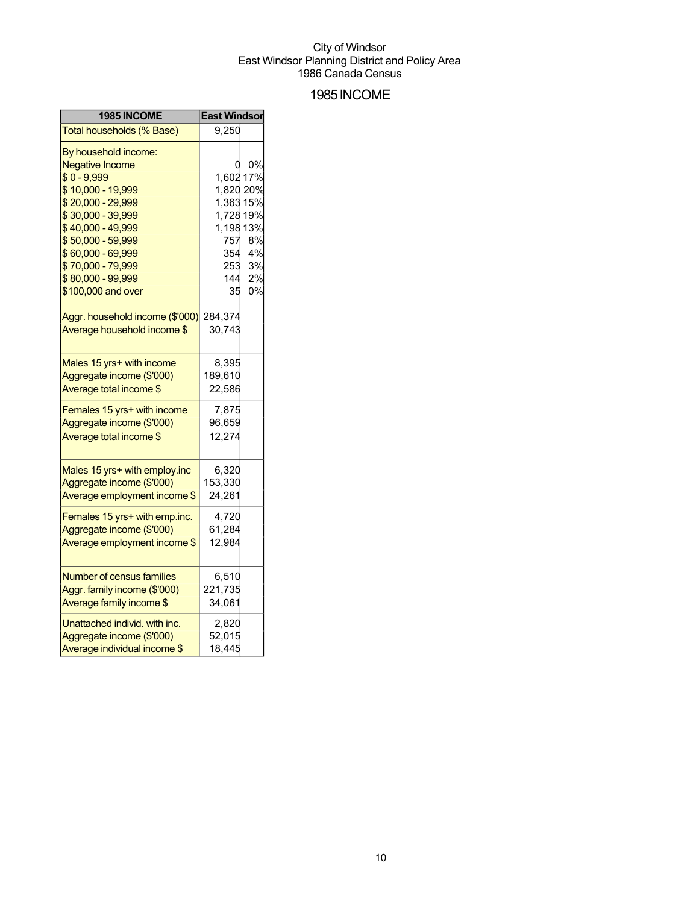City of Windsor
East Windsor Planning District and Policy Area
1986 Canada Census

# 1985 INCOME

| 1985 INCOME | East Windsor | |
|---|---|---|
| Total households (% Base) | 9,250 | |
| By household income: | | |
| Negative Income | 0 | 0% |
| $ 0 - 9,999 | 1,602 | 17% |
| $ 10,000 - 19,999 | 1,820 | 20% |
| $ 20,000 - 29,999 | 1,363 | 15% |
| $ 30,000 - 39,999 | 1,728 | 19% |
| $ 40,000 - 49,999 | 1,198 | 13% |
| $ 50,000 - 59,999 | 757 | 8% |
| $ 60,000 - 69,999 | 354 | 4% |
| $ 70,000 - 79,999 | 253 | 3% |
| $ 80,000 - 99,999 | 144 | 2% |
| $100,000 and over | 35 | 0% |
| Aggr. household income ($'000) | 284,374 | |
| Average household income $ | 30,743 | |
| Males 15 yrs+ with income | 8,395 | |
| Aggregate income ($'000) | 189,610 | |
| Average total income $ | 22,586 | |
| Females 15 yrs+ with income | 7,875 | |
| Aggregate income ($'000) | 96,659 | |
| Average total income $ | 12,274 | |
| Males 15 yrs+ with employ.inc | 6,320 | |
| Aggregate income ($'000) | 153,330 | |
| Average employment income $ | 24,261 | |
| Females 15 yrs+ with emp.inc. | 4,720 | |
| Aggregate income ($'000) | 61,284 | |
| Average employment income $ | 12,984 | |
| Number of census families | 6,510 | |
| Aggr. family income ($'000) | 221,735 | |
| Average family income $ | 34,061 | |
| Unattached individ. with inc. | 2,820 | |
| Aggregate income ($'000) | 52,015 | |
| Average individual income $ | 18,445 | |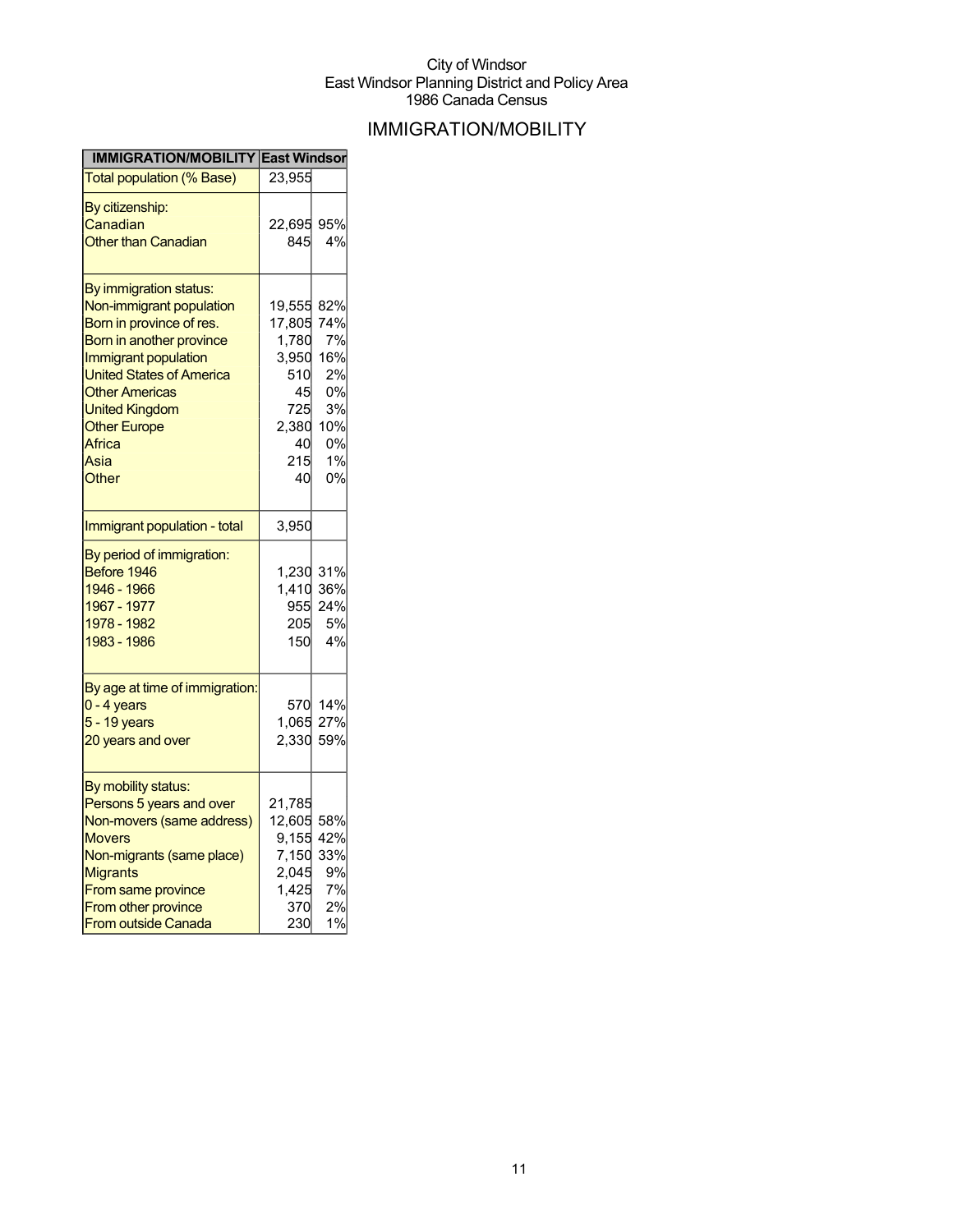City of Windsor
East Windsor Planning District and Policy Area
1986 Canada Census

# IMMIGRATION/MOBILITY

| IMMIGRATION/MOBILITY | East Windsor | |
|---|---|---|
| Total population (% Base) | 23,955 | |
| By citizenship: | | |
| Canadian | 22,695 | 95% |
| Other than Canadian | 845 | 4% |
| By immigration status: | | |
| Non-immigrant population | 19,555 | 82% |
| Born in province of res. | 17,805 | 74% |
| Born in another province | 1,780 | 7% |
| Immigrant population | 3,950 | 16% |
| United States of America | 510 | 2% |
| Other Americas | 45 | 0% |
| United Kingdom | 725 | 3% |
| Other Europe | 2,380 | 10% |
| Africa | 40 | 0% |
| Asia | 215 | 1% |
| Other | 40 | 0% |
| Immigrant population - total | 3,950 | |
| By period of immigration: | | |
| Before 1946 | 1,230 | 31% |
| 1946 - 1966 | 1,410 | 36% |
| 1967 - 1977 | 955 | 24% |
| 1978 - 1982 | 205 | 5% |
| 1983 - 1986 | 150 | 4% |
| By age at time of immigration: | | |
| 0 - 4 years | 570 | 14% |
| 5 - 19 years | 1,065 | 27% |
| 20 years and over | 2,330 | 59% |
| By mobility status: | | |
| Persons 5 years and over | 21,785 | |
| Non-movers (same address) | 12,605 | 58% |
| Movers | 9,155 | 42% |
| Non-migrants (same place) | 7,150 | 33% |
| Migrants | 2,045 | 9% |
| From same province | 1,425 | 7% |
| From other province | 370 | 2% |
| From outside Canada | 230 | 1% |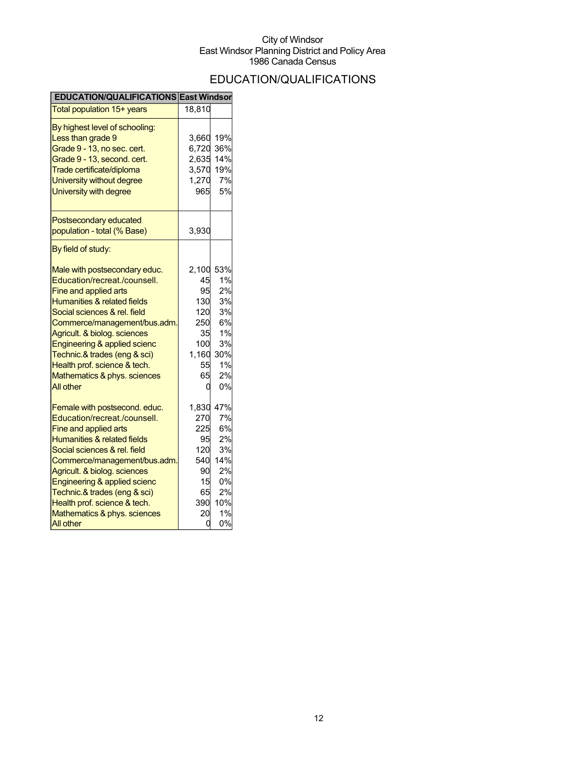City of Windsor
East Windsor Planning District and Policy Area
1986 Canada Census

# EDUCATION/QUALIFICATIONS

| EDUCATION/QUALIFICATIONS | East Windsor | |
|---|---|---|
| Total population 15+ years | 18,810 | |
| By highest level of schooling: | | |
| Less than grade 9 | 3,660 | 19% |
| Grade 9 - 13, no sec. cert. | 6,720 | 36% |
| Grade 9 - 13, second. cert. | 2,635 | 14% |
| Trade certificate/diploma | 3,570 | 19% |
| University without degree | 1,270 | 7% |
| University with degree | 965 | 5% |
| Postsecondary educated population - total (% Base) | 3,930 | |
| By field of study: | | |
| Male with postsecondary educ. | 2,100 | 53% |
| Education/recreat./counsell. | 45 | 1% |
| Fine and applied arts | 95 | 2% |
| Humanities & related fields | 130 | 3% |
| Social sciences & rel. field | 120 | 3% |
| Commerce/management/bus.adm. | 250 | 6% |
| Agricult. & biolog. sciences | 35 | 1% |
| Engineering & applied scienc | 100 | 3% |
| Technic.& trades (eng & sci) | 1,160 | 30% |
| Health prof. science & tech. | 55 | 1% |
| Mathematics & phys. sciences | 65 | 2% |
| All other | 0 | 0% |
| Female with postsecond. educ. | 1,830 | 47% |
| Education/recreat./counsell. | 270 | 7% |
| Fine and applied arts | 225 | 6% |
| Humanities & related fields | 95 | 2% |
| Social sciences & rel. field | 120 | 3% |
| Commerce/management/bus.adm. | 540 | 14% |
| Agricult. & biolog. sciences | 90 | 2% |
| Engineering & applied scienc | 15 | 0% |
| Technic.& trades (eng & sci) | 65 | 2% |
| Health prof. science & tech. | 390 | 10% |
| Mathematics & phys. sciences | 20 | 1% |
| All other | 0 | 0% |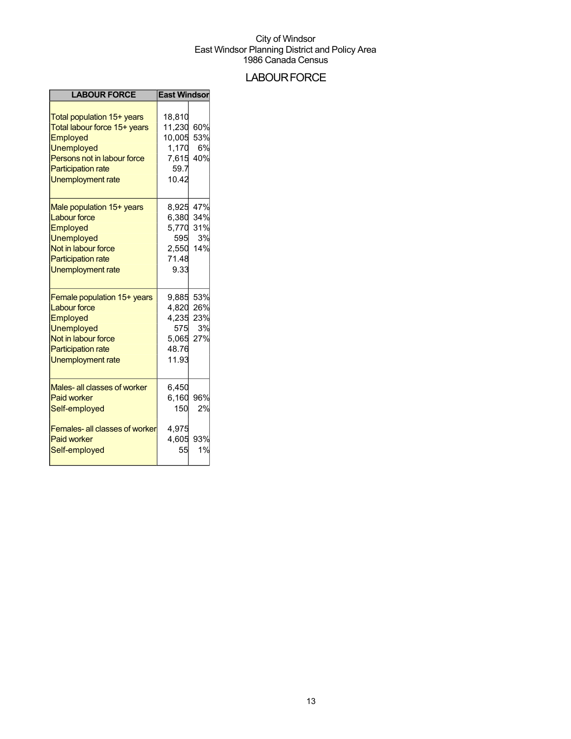City of Windsor
East Windsor Planning District and Policy Area
1986 Canada Census

# LABOUR FORCE

| LABOUR FORCE | East Windsor | |
|---|---|---|
| Total population 15+ years | 18,810 | |
| Total labour force 15+ years | 11,230 | 60% |
| Employed | 10,005 | 53% |
| Unemployed | 1,170 | 6% |
| Persons not in labour force | 7,615 | 40% |
| Participation rate | 59.7 | |
| Unemployment rate | 10.42 | |
| Male population 15+ years | 8,925 | 47% |
| Labour force | 6,380 | 34% |
| Employed | 5,770 | 31% |
| Unemployed | 595 | 3% |
| Not in labour force | 2,550 | 14% |
| Participation rate | 71.48 | |
| Unemployment rate | 9.33 | |
| Female population 15+ years | 9,885 | 53% |
| Labour force | 4,820 | 26% |
| Employed | 4,235 | 23% |
| Unemployed | 575 | 3% |
| Not in labour force | 5,065 | 27% |
| Participation rate | 48.76 | |
| Unemployment rate | 11.93 | |
| Males- all classes of worker | 6,450 | |
| Paid worker | 6,160 | 96% |
| Self-employed | 150 | 2% |
| Females- all classes of worker | 4,975 | |
| Paid worker | 4,605 | 93% |
| Self-employed | 55 | 1% |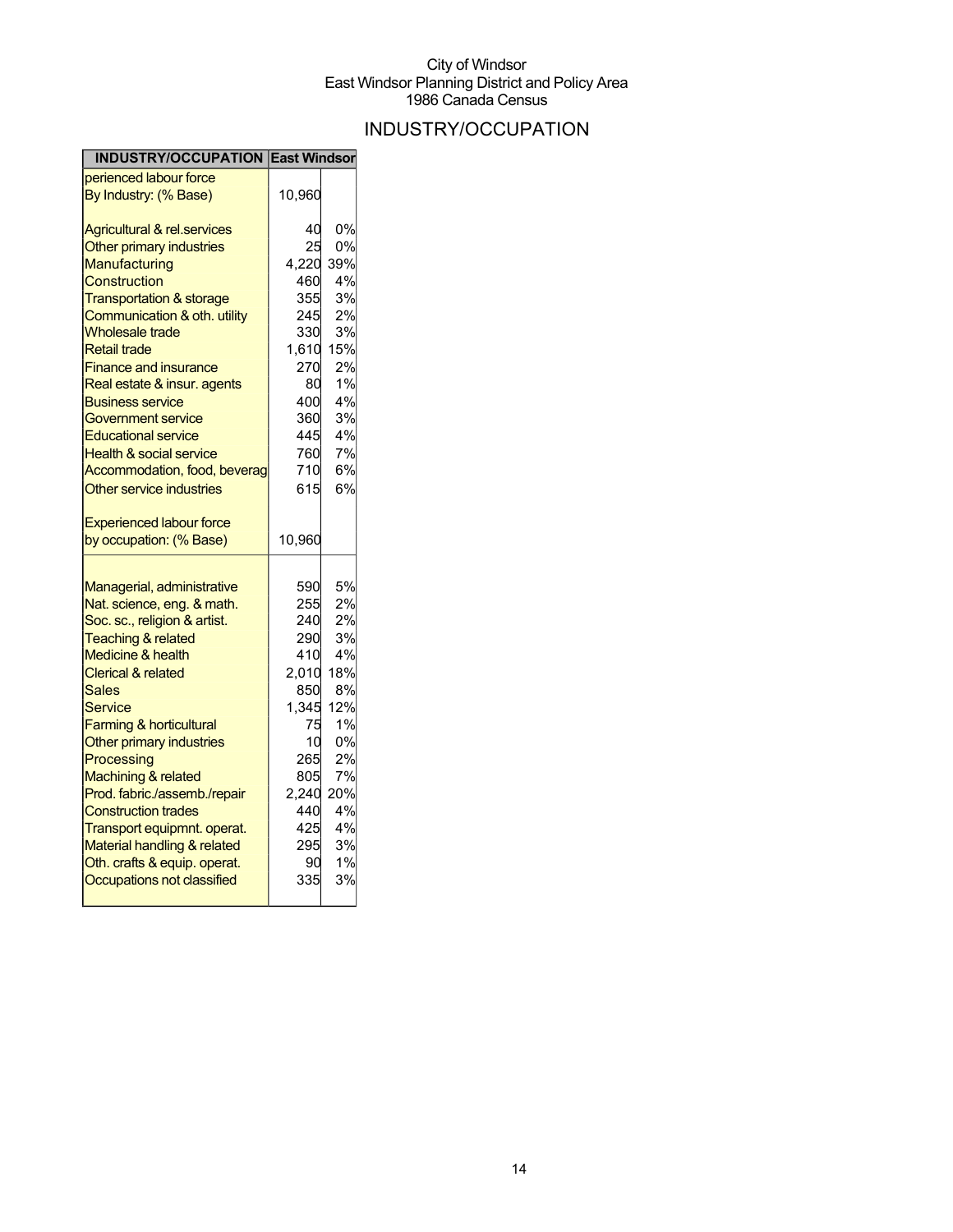City of Windsor
East Windsor Planning District and Policy Area
1986 Canada Census

# INDUSTRY/OCCUPATION

| INDUSTRY/OCCUPATION | East Windsor | |
|---|---|---|
| perienced labour force | | |
| By Industry: (% Base) | 10,960 | |
| Agricultural & rel.services | 40 | 0% |
| Other primary industries | 25 | 0% |
| Manufacturing | 4,220 | 39% |
| Construction | 460 | 4% |
| Transportation & storage | 355 | 3% |
| Communication & oth. utility | 245 | 2% |
| Wholesale trade | 330 | 3% |
| Retail trade | 1,610 | 15% |
| Finance and insurance | 270 | 2% |
| Real estate & insur. agents | 80 | 1% |
| Business service | 400 | 4% |
| Government service | 360 | 3% |
| Educational service | 445 | 4% |
| Health & social service | 760 | 7% |
| Accommodation, food, beverag | 710 | 6% |
| Other service industries | 615 | 6% |
| Experienced labour force | | |
| by occupation: (% Base) | 10,960 | |
| Managerial, administrative | 590 | 5% |
| Nat. science, eng. & math. | 255 | 2% |
| Soc. sc., religion & artist. | 240 | 2% |
| Teaching & related | 290 | 3% |
| Medicine & health | 410 | 4% |
| Clerical & related | 2,010 | 18% |
| Sales | 850 | 8% |
| Service | 1,345 | 12% |
| Farming & horticultural | 75 | 1% |
| Other primary industries | 10 | 0% |
| Processing | 265 | 2% |
| Machining & related | 805 | 7% |
| Prod. fabric./assemb./repair | 2,240 | 20% |
| Construction trades | 440 | 4% |
| Transport equipmnt. operat. | 425 | 4% |
| Material handling & related | 295 | 3% |
| Oth. crafts & equip. operat. | 90 | 1% |
| Occupations not classified | 335 | 3% |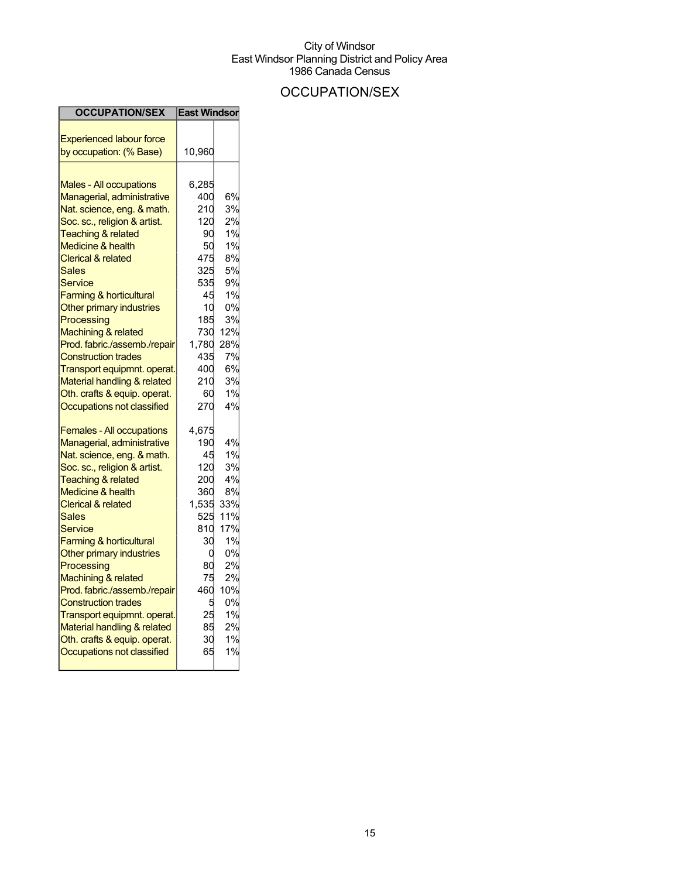City of Windsor
East Windsor Planning District and Policy Area
1986 Canada Census

# OCCUPATION/SEX

| OCCUPATION/SEX | East Windsor | |
|---|---|---|
| Experienced labour force by occupation: (% Base) | 10,960 | |
| Males - All occupations | 6,285 | |
| Managerial, administrative | 400 | 6% |
| Nat. science, eng. & math. | 210 | 3% |
| Soc. sc., religion & artist. | 120 | 2% |
| Teaching & related | 90 | 1% |
| Medicine & health | 50 | 1% |
| Clerical & related | 475 | 8% |
| Sales | 325 | 5% |
| Service | 535 | 9% |
| Farming & horticultural | 45 | 1% |
| Other primary industries | 10 | 0% |
| Processing | 185 | 3% |
| Machining & related | 730 | 12% |
| Prod. fabric./assemb./repair | 1,780 | 28% |
| Construction trades | 435 | 7% |
| Transport equipmnt. operat. | 400 | 6% |
| Material handling & related | 210 | 3% |
| Oth. crafts & equip. operat. | 60 | 1% |
| Occupations not classified | 270 | 4% |
| Females - All occupations | 4,675 | |
| Managerial, administrative | 190 | 4% |
| Nat. science, eng. & math. | 45 | 1% |
| Soc. sc., religion & artist. | 120 | 3% |
| Teaching & related | 200 | 4% |
| Medicine & health | 360 | 8% |
| Clerical & related | 1,535 | 33% |
| Sales | 525 | 11% |
| Service | 810 | 17% |
| Farming & horticultural | 30 | 1% |
| Other primary industries | 0 | 0% |
| Processing | 80 | 2% |
| Machining & related | 75 | 2% |
| Prod. fabric./assemb./repair | 460 | 10% |
| Construction trades | 5 | 0% |
| Transport equipmnt. operat. | 25 | 1% |
| Material handling & related | 85 | 2% |
| Oth. crafts & equip. operat. | 30 | 1% |
| Occupations not classified | 65 | 1% |